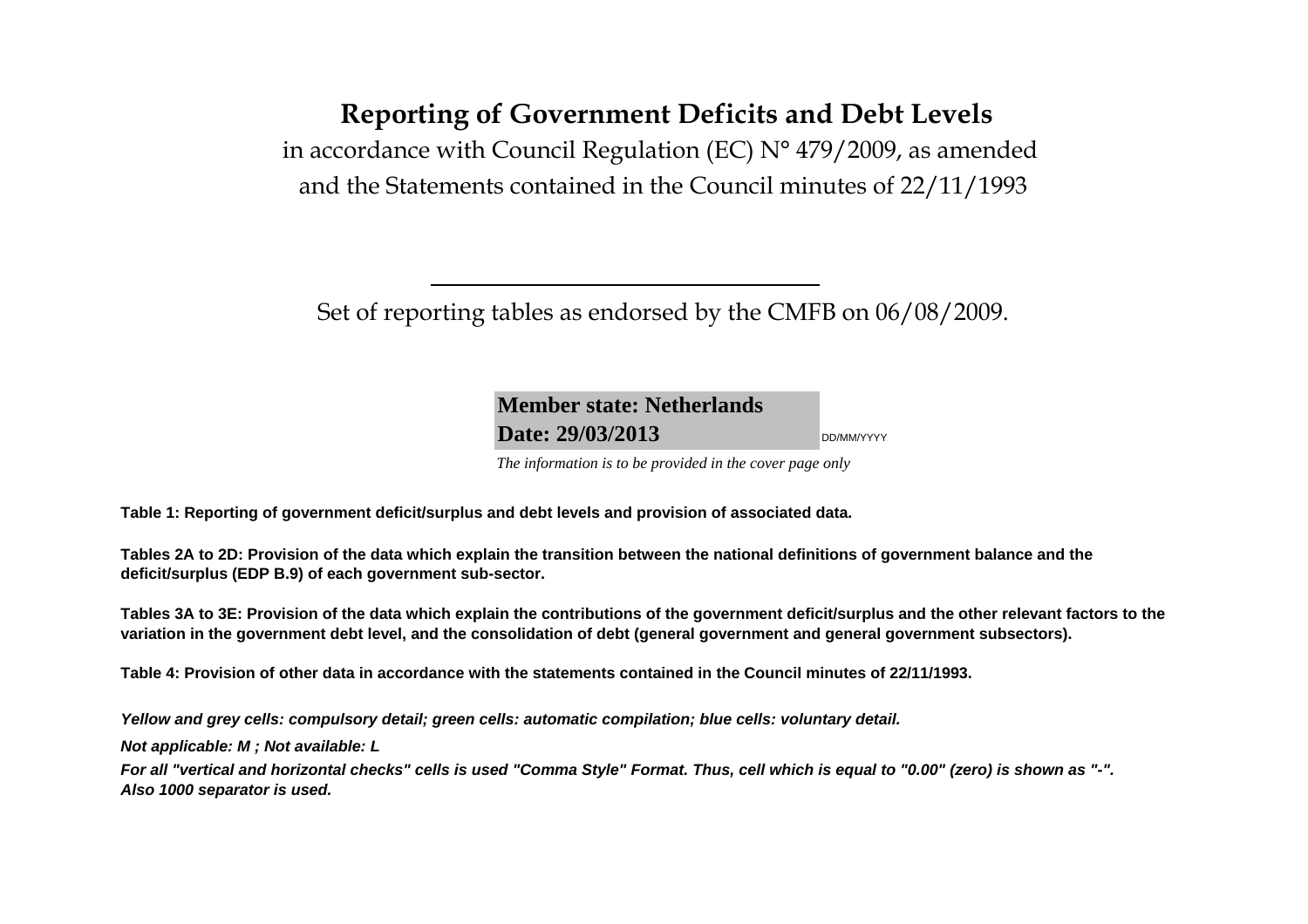# Reporting of Government Deficits and Debt Levels

in accordance with Council Regulation (EC) N° 479/2009, as amended

and the Statements contained in the Council minutes of 22/11/1993

---

Set of reporting tables as endorsed by the CMFB on 06/08/2009.

**Member state: Netherlands**

**Date: 29/03/2013** DD/MM/YYYY

*The information is to be provided in the cover page only*

**Table 1: Reporting of government deficit/surplus and debt levels and provision of associated data.**

**Tables 2A to 2D: Provision of the data which explain the transition between the national definitions of government balance and the deficit/surplus (EDP B.9) of each government sub-sector.**

**Tables 3A to 3E: Provision of the data which explain the contributions of the government deficit/surplus and the other relevant factors to the variation in the government debt level, and the consolidation of debt (general government and general government subsectors).**

**Table 4: Provision of other data in accordance with the statements contained in the Council minutes of 22/11/1993.**

***Yellow and grey cells: compulsory detail; green cells: automatic compilation; blue cells: voluntary detail.***

***Not applicable: M ; Not available: L***

***For all "vertical and horizontal checks" cells is used "Comma Style" Format. Thus, cell which is equal to "0.00" (zero) is shown as "-". Also 1000 separator is used.***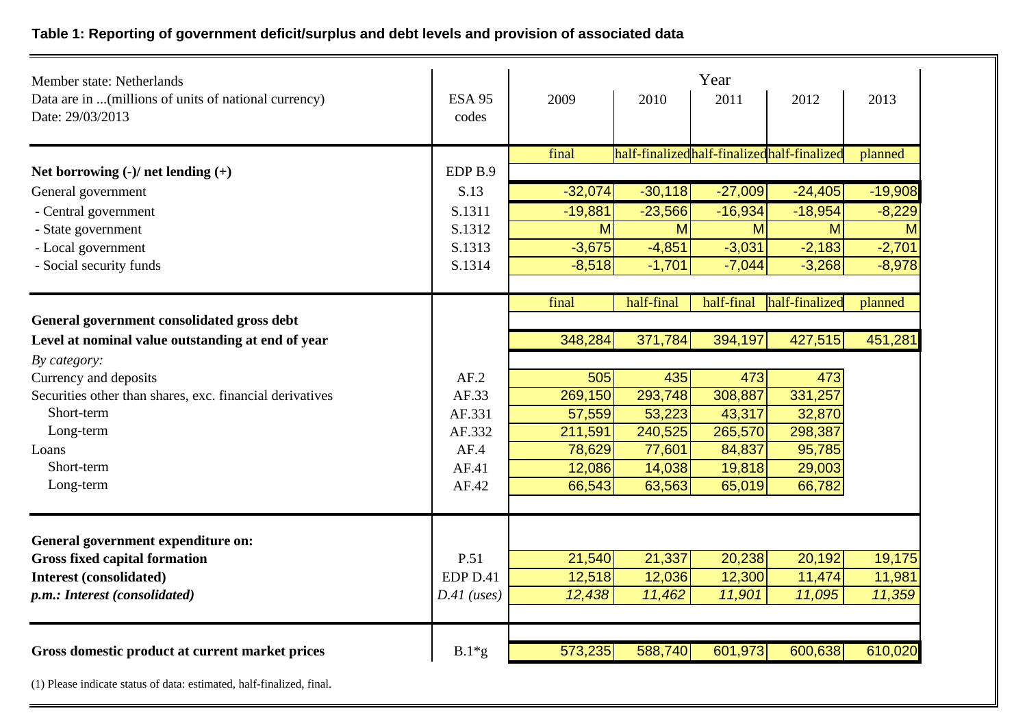**Table 1: Reporting of government deficit/surplus and debt levels and provision of associated data**

| Member state: Netherlands<br>Data are in ...(millions of units of national currency)<br>Date: 29/03/2013 | ESA 95 codes | Year | | | | |
|---|---|---|---|---|---|---|
| | | 2009 | 2010 | 2011 | 2012 | 2013 |
| | | final | half-finalized | half-finalized | half-finalized | planned |
| **Net borrowing (-)/ net lending (+)** | EDP B.9 | | | | | |
| General government | S.13 | -32,074 | -30,118 | -27,009 | -24,405 | -19,908 |
| - Central government | S.1311 | -19,881 | -23,566 | -16,934 | -18,954 | -8,229 |
| - State government | S.1312 | M | M | M | M | M |
| - Local government | S.1313 | -3,675 | -4,851 | -3,031 | -2,183 | -2,701 |
| - Social security funds | S.1314 | -8,518 | -1,701 | -7,044 | -3,268 | -8,978 |
| | | final | half-final | half-final | half-finalized | planned |
| **General government consolidated gross debt** | | | | | | |
| **Level at nominal value outstanding at end of year** | | 348,284 | 371,784 | 394,197 | 427,515 | 451,281 |
| *By category:* | | | | | | |
| Currency and deposits | AF.2 | 505 | 435 | 473 | 473 | |
| Securities other than shares, exc. financial derivatives | AF.33 | 269,150 | 293,748 | 308,887 | 331,257 | |
| Short-term | AF.331 | 57,559 | 53,223 | 43,317 | 32,870 | |
| Long-term | AF.332 | 211,591 | 240,525 | 265,570 | 298,387 | |
| Loans | AF.4 | 78,629 | 77,601 | 84,837 | 95,785 | |
| Short-term | AF.41 | 12,086 | 14,038 | 19,818 | 29,003 | |
| Long-term | AF.42 | 66,543 | 63,563 | 65,019 | 66,782 | |
| **General government expenditure on:** | | | | | | |
| **Gross fixed capital formation** | P.51 | 21,540 | 21,337 | 20,238 | 20,192 | 19,175 |
| **Interest (consolidated)** | EDP D.41 | 12,518 | 12,036 | 12,300 | 11,474 | 11,981 |
| ***p.m.: Interest (consolidated)*** | *D.41 (uses)* | *12,438* | *11,462* | *11,901* | *11,095* | *11,359* |
| **Gross domestic product at current market prices** | B.1*g | 573,235 | 588,740 | 601,973 | 600,638 | 610,020 |

(1) Please indicate status of data: estimated, half-finalized, final.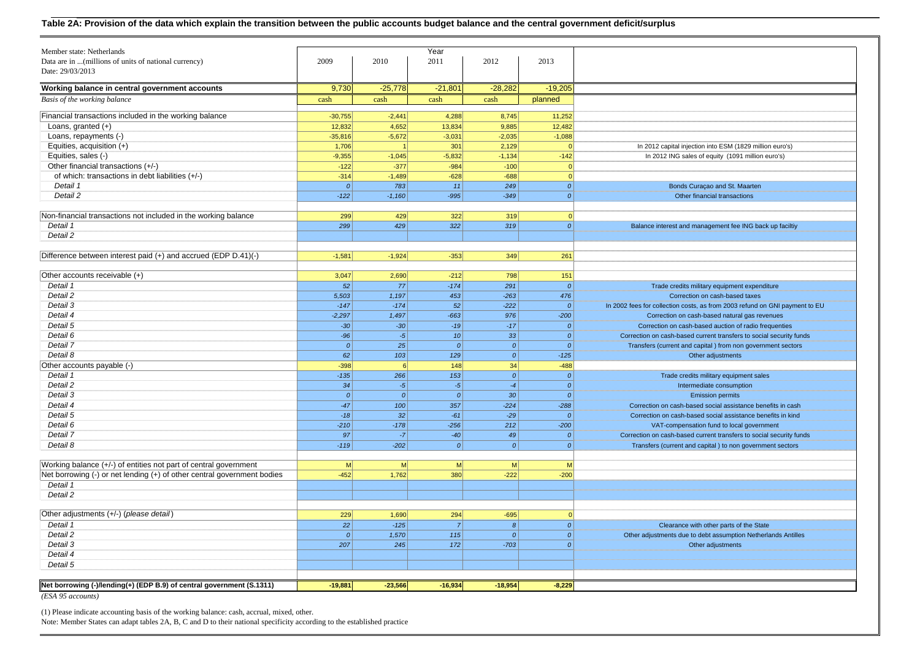## Table 2A: Provision of the data which explain the transition between the public accounts budget balance and the central government deficit/surplus

| Member state: Netherlands<br>Data are in ...(millions of units of national currency)<br>Date: 29/03/2013 | 2009 | 2010 | 2011 | 2012 | 2013 | |
|---|---|---|---|---|---|---|
| **Working balance in central government accounts** | 9,730 | -25,778 | -21,801 | -28,282 | -19,205 | |
| *Basis of the working balance* | cash | cash | cash | cash | planned | |
| Financial transactions included in the working balance | -30,755 | -2,441 | 4,288 | 8,745 | 11,252 | |
| Loans, granted (+) | 12,832 | 4,652 | 13,834 | 9,885 | 12,482 | |
| Loans, repayments (-) | -35,816 | -5,672 | -3,031 | -2,035 | -1,088 | |
| Equities, acquisition (+) | 1,706 | 1 | 301 | 2,129 | 0 | In 2012 capital injection into ESM (1829 million euro's) |
| Equities, sales (-) | -9,355 | -1,045 | -5,832 | -1,134 | -142 | In 2012 ING sales of equity (1091 million euro's) |
| Other financial transactions (+/-) | -122 | -377 | -984 | -100 | 0 | |
| of which: transactions in debt liabilities (+/-) | -314 | -1,489 | -628 | -688 | 0 | |
| *Detail 1* | *0* | *783* | *11* | *249* | *0* | Bonds Curaçao and St. Maarten |
| *Detail 2* | *-122* | *-1,160* | *-995* | *-349* | *0* | Other financial transactions |
| Non-financial transactions not included in the working balance | 299 | 429 | 322 | 319 | 0 | |
| *Detail 1* | *299* | *429* | *322* | *319* | *0* | Balance interest and management fee ING back up faciltiy |
| *Detail 2* | | | | | | |
| Difference between interest paid (+) and accrued (EDP D.41)(-) | -1,581 | -1,924 | -353 | 349 | 261 | |
| Other accounts receivable (+) | 3,047 | 2,690 | -212 | 798 | 151 | |
| *Detail 1* | *52* | *77* | *-174* | *291* | *0* | Trade credits military equipment expenditure |
| *Detail 2* | *5,503* | *1,197* | *453* | *-263* | *476* | Correction on cash-based taxes |
| *Detail 3* | *-147* | *-174* | *52* | *-222* | *0* | In 2002 fees for collection costs, as from 2003 refund on GNI payment to EU |
| *Detail 4* | *-2,297* | *1,497* | *-663* | *976* | *-200* | Correction on cash-based natural gas revenues |
| *Detail 5* | *-30* | *-30* | *-19* | *-17* | *0* | Correction on cash-based auction of radio frequenties |
| *Detail 6* | *-96* | *-5* | *10* | *33* | *0* | Correction on cash-based current transfers to social security funds |
| *Detail 7* | *0* | *25* | *0* | *0* | *0* | Transfers (current and capital ) from non government sectors |
| *Detail 8* | *62* | *103* | *129* | *0* | *-125* | Other adjustments |
| Other accounts payable (-) | -398 | 6 | 148 | 34 | -488 | |
| *Detail 1* | *-135* | *266* | *153* | *0* | *0* | Trade credits military equipment sales |
| *Detail 2* | *34* | *-5* | *-5* | *-4* | *0* | Intermediate consumption |
| *Detail 3* | *0* | *0* | *0* | *30* | *0* | Emission permits |
| *Detail 4* | *-47* | *100* | *357* | *-224* | *-288* | Correction on cash-based social assistance benefits in cash |
| *Detail 5* | *-18* | *32* | *-61* | *-29* | *0* | Correction on cash-based social assistance benefits in kind |
| *Detail 6* | *-210* | *-178* | *-256* | *212* | *-200* | VAT-compensation fund to local government |
| *Detail 7* | *97* | *-7* | *-40* | *49* | *0* | Correction on cash-based current transfers to social security funds |
| *Detail 8* | *-119* | *-202* | *0* | *0* | *0* | Transfers (current and capital ) to non government sectors |
| Working balance (+/-) of entities not part of central government | M | M | M | M | M | |
| Net borrowing (-) or net lending (+) of other central government bodies | -452 | 1,762 | 380 | -222 | -200 | |
| *Detail 1* | | | | | | |
| *Detail 2* | | | | | | |
| Other adjustments (+/-) (*please detail*) | 229 | 1,690 | 294 | -695 | 0 | |
| *Detail 1* | *22* | *-125* | *7* | *8* | *0* | Clearance with other parts of the State |
| *Detail 2* | *0* | *1,570* | *115* | *0* | *0* | Other adjustments due to debt assumption Netherlands Antilles |
| *Detail 3* | *207* | *245* | *172* | *-703* | *0* | Other adjustments |
| *Detail 4* | | | | | | |
| *Detail 5* | | | | | | |
| **Net borrowing (-)/lending(+) (EDP B.9) of central government (S.1311)** | -19,881 | -23,566 | -16,934 | -18,954 | -8,229 | |

*(ESA 95 accounts)*

(1) Please indicate accounting basis of the working balance: cash, accrual, mixed, other.

Note: Member States can adapt tables 2A, B, C and D to their national specificity according to the established practice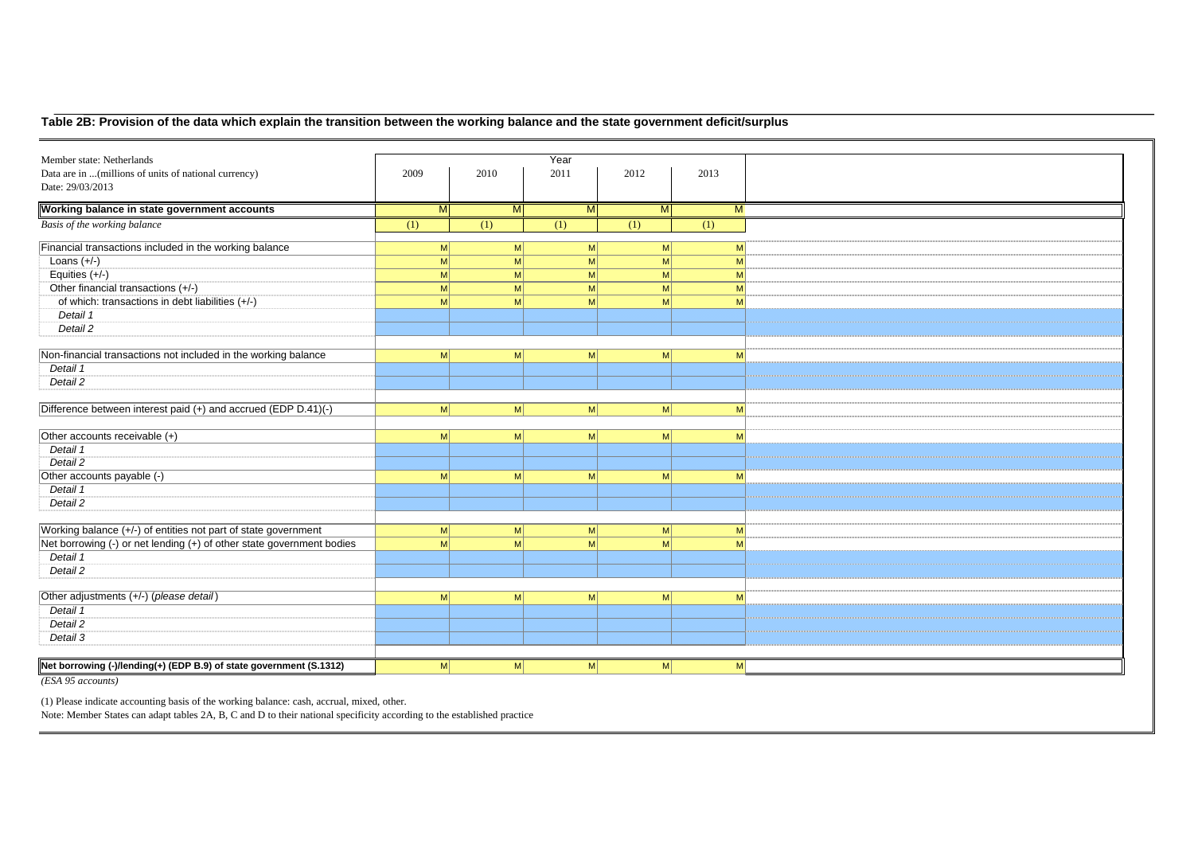## Table 2B: Provision of the data which explain the transition between the working balance and the state government deficit/surplus

| Member state: Netherlands<br>Data are in ...(millions of units of national currency)<br>Date: 29/03/2013 | Year<br>2009 | 2010 | 2011 | 2012 | 2013 | |
|---|---|---|---|---|---|---|
| **Working balance in state government accounts** | M | M | M | M | M | |
| *Basis of the working balance* | (1) | (1) | (1) | (1) | (1) | |
| | | | | | | |
| Financial transactions included in the working balance | M | M | M | M | M | |
| Loans (+/-) | M | M | M | M | M | |
| Equities (+/-) | M | M | M | M | M | |
| Other financial transactions (+/-) | M | M | M | M | M | |
| of which: transactions in debt liabilities (+/-) | M | M | M | M | M | |
| *Detail 1* | | | | | | |
| *Detail 2* | | | | | | |
| | | | | | | |
| Non-financial transactions not included in the working balance | M | M | M | M | M | |
| *Detail 1* | | | | | | |
| *Detail 2* | | | | | | |
| | | | | | | |
| Difference between interest paid (+) and accrued (EDP D.41)(-) | M | M | M | M | M | |
| | | | | | | |
| Other accounts receivable (+) | M | M | M | M | M | |
| *Detail 1* | | | | | | |
| *Detail 2* | | | | | | |
| Other accounts payable (-) | M | M | M | M | M | |
| *Detail 1* | | | | | | |
| *Detail 2* | | | | | | |
| | | | | | | |
| Working balance (+/-) of entities not part of state government | M | M | M | M | M | |
| Net borrowing (-) or net lending (+) of other state government bodies | M | M | M | M | M | |
| *Detail 1* | | | | | | |
| *Detail 2* | | | | | | |
| | | | | | | |
| Other adjustments (+/-) (*please detail*) | M | M | M | M | M | |
| *Detail 1* | | | | | | |
| *Detail 2* | | | | | | |
| *Detail 3* | | | | | | |
| | | | | | | |
| **Net borrowing (-)/lending(+) (EDP B.9) of state government (S.1312)** | M | M | M | M | M | |
| *(ESA 95 accounts)* | | | | | | |

(1) Please indicate accounting basis of the working balance: cash, accrual, mixed, other.

Note: Member States can adapt tables 2A, B, C and D to their national specificity according to the established practice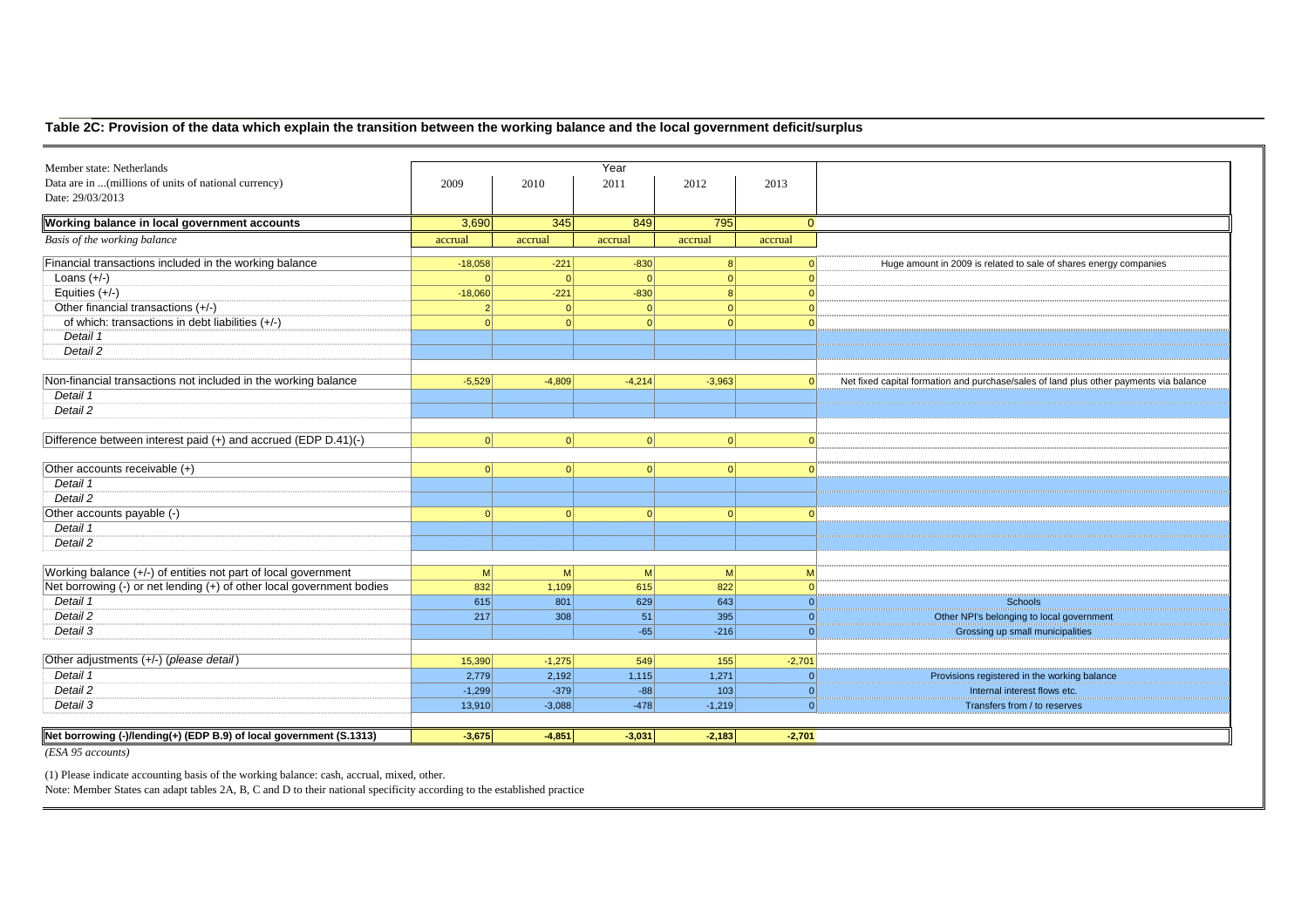## Table 2C: Provision of the data which explain the transition between the working balance and the local government deficit/surplus

| Member state: Netherlands<br>Data are in ...(millions of units of national currency)<br>Date: 29/03/2013 | Year 2009 | 2010 | 2011 | 2012 | 2013 | |
|---|---|---|---|---|---|---|
| **Working balance in local government accounts** | 3,690 | 345 | 849 | 795 | 0 | |
| *Basis of the working balance* | accrual | accrual | accrual | accrual | accrual | |
| Financial transactions included in the working balance | -18,058 | -221 | -830 | 8 | 0 | Huge amount in 2009 is related to sale of shares energy companies |
| Loans (+/-) | 0 | 0 | 0 | 0 | 0 | |
| Equities (+/-) | -18,060 | -221 | -830 | 8 | 0 | |
| Other financial transactions (+/-) | 2 | 0 | 0 | 0 | 0 | |
| of which: transactions in debt liabilities (+/-) | 0 | 0 | 0 | 0 | 0 | |
| *Detail 1* | | | | | | |
| *Detail 2* | | | | | | |
| Non-financial transactions not included in the working balance | -5,529 | -4,809 | -4,214 | -3,963 | 0 | Net fixed capital formation and purchase/sales of land plus other payments via balance |
| *Detail 1* | | | | | | |
| *Detail 2* | | | | | | |
| Difference between interest paid (+) and accrued (EDP D.41)(-) | 0 | 0 | 0 | 0 | 0 | |
| Other accounts receivable (+) | 0 | 0 | 0 | 0 | 0 | |
| *Detail 1* | | | | | | |
| *Detail 2* | | | | | | |
| Other accounts payable (-) | 0 | 0 | 0 | 0 | 0 | |
| *Detail 1* | | | | | | |
| *Detail 2* | | | | | | |
| Working balance (+/-) of entities not part of local government | M | M | M | M | M | |
| Net borrowing (-) or net lending (+) of other local government bodies | 832 | 1,109 | 615 | 822 | 0 | |
| *Detail 1* | 615 | 801 | 629 | 643 | 0 | Schools |
| *Detail 2* | 217 | 308 | 51 | 395 | 0 | Other NPI's belonging to local government |
| *Detail 3* | | | -65 | -216 | 0 | Grossing up small municipalities |
| Other adjustments (+/-) (*please detail*) | 15,390 | -1,275 | 549 | 155 | -2,701 | |
| *Detail 1* | 2,779 | 2,192 | 1,115 | 1,271 | 0 | Provisions registered in the working balance |
| *Detail 2* | -1,299 | -379 | -88 | 103 | 0 | Internal interest flows etc. |
| *Detail 3* | 13,910 | -3,088 | -478 | -1,219 | 0 | Transfers from / to reserves |
| **Net borrowing (-)/lending(+) (EDP B.9) of local government (S.1313)** | -3,675 | -4,851 | -3,031 | -2,183 | -2,701 | |

*(ESA 95 accounts)*

(1) Please indicate accounting basis of the working balance: cash, accrual, mixed, other.

Note: Member States can adapt tables 2A, B, C and D to their national specificity according to the established practice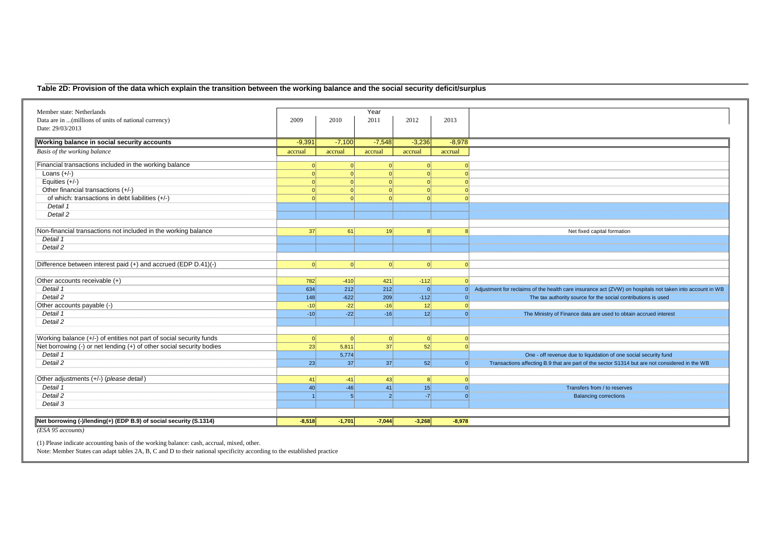## Table 2D: Provision of the data which explain the transition between the working balance and the social security deficit/surplus

Member state: Netherlands
Data are in ...(millions of units of national currency)
Date: 29/03/2013

| | 2009 | 2010 | 2011 | 2012 | 2013 | |
|---|---|---|---|---|---|---|
| **Working balance in social security accounts** | -9,391 | -7,100 | -7,548 | -3,236 | -8,978 | |
| *Basis of the working balance* | accrual | accrual | accrual | accrual | accrual | |
| Financial transactions included in the working balance | 0 | 0 | 0 | 0 | 0 | |
| Loans (+/-) | 0 | 0 | 0 | 0 | 0 | |
| Equities (+/-) | 0 | 0 | 0 | 0 | 0 | |
| Other financial transactions (+/-) | 0 | 0 | 0 | 0 | 0 | |
| of which: transactions in debt liabilities (+/-) | 0 | 0 | 0 | 0 | 0 | |
| *Detail 1* | | | | | | |
| *Detail 2* | | | | | | |
| Non-financial transactions not included in the working balance | 37 | 61 | 19 | 8 | 8 | Net fixed capital formation |
| *Detail 1* | | | | | | |
| *Detail 2* | | | | | | |
| Difference between interest paid (+) and accrued (EDP D.41)(-) | 0 | 0 | 0 | 0 | 0 | |
| Other accounts receivable (+) | 782 | -410 | 421 | -112 | 0 | |
| *Detail 1* | 634 | 212 | 212 | 0 | 0 | Adjustment for reclaims of the health care insurance act (ZVW) on hospitals not taken into account in WB |
| *Detail 2* | 148 | -622 | 209 | -112 | 0 | The tax authority source for the social contributions is used |
| Other accounts payable (-) | -10 | -22 | -16 | 12 | 0 | |
| *Detail 1* | -10 | -22 | -16 | 12 | 0 | The Ministry of Finance data are used to obtain accrued interest |
| *Detail 2* | | | | | | |
| Working balance (+/-) of entities not part of social security funds | 0 | 0 | 0 | 0 | 0 | |
| Net borrowing (-) or net lending (+) of other social security bodies | 23 | 5,811 | 37 | 52 | 0 | |
| *Detail 1* | | 5,774 | | | | One - off revenue due to liquidation of one social security fund |
| *Detail 2* | 23 | 37 | 37 | 52 | 0 | Transactions affecting B.9 that are part of the sector S1314 but are not considered in the WB |
| Other adjustments (+/-) (*please detail*) | 41 | -41 | 43 | 8 | 0 | |
| *Detail 1* | 40 | -46 | 41 | 15 | 0 | Transfers from / to reserves |
| *Detail 2* | 1 | 5 | 2 | -7 | 0 | Balancing corrections |
| *Detail 3* | | | | | | |
| **Net borrowing (-)/lending(+) (EDP B.9) of social security (S.1314)** | **-8,518** | **-1,701** | **-7,044** | **-3,268** | **-8,978** | |

*(ESA 95 accounts)*

(1) Please indicate accounting basis of the working balance: cash, accrual, mixed, other.

Note: Member States can adapt tables 2A, B, C and D to their national specificity according to the established practice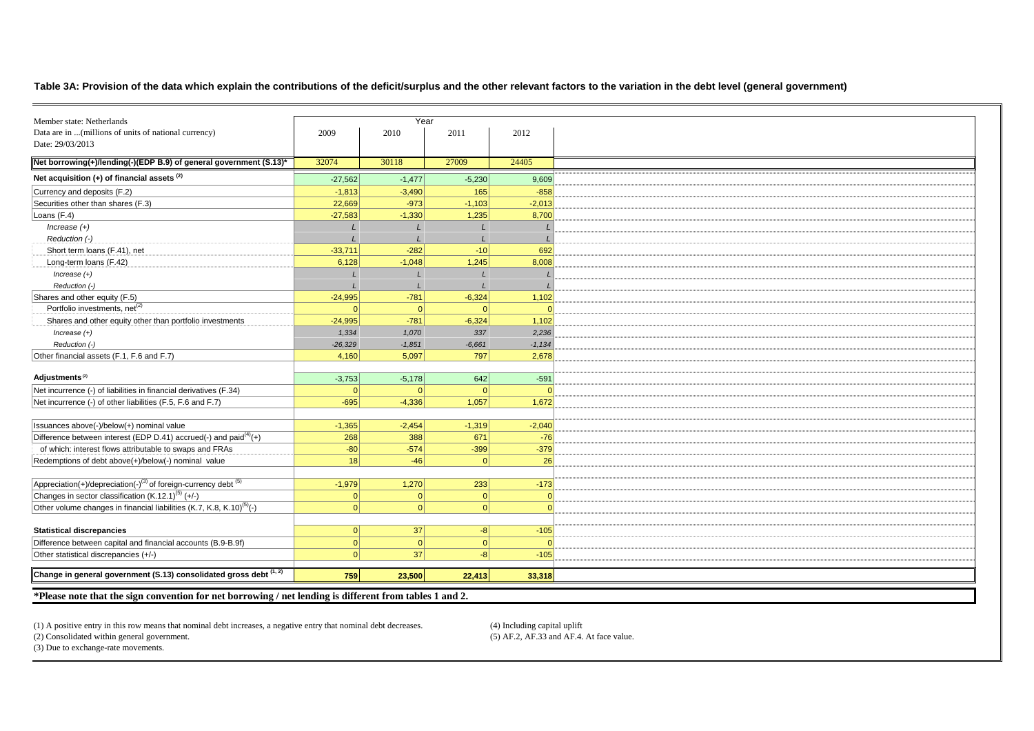## Table 3A: Provision of the data which explain the contributions of the deficit/surplus and the other relevant factors to the variation in the debt level (general government)

| Member state: Netherlands<br>Data are in ...(millions of units of national currency)<br>Date: 29/03/2013 | Year 2009 | 2010 | 2011 | 2012 |
|---|---|---|---|---|
| **Net borrowing(+)/lending(-)(EDP B.9) of general government (S.13)*** | 32074 | 30118 | 27009 | 24405 |
| **Net acquisition (+) of financial assets [2]** | -27,562 | -1,477 | -5,230 | 9,609 |
| Currency and deposits (F.2) | -1,813 | -3,490 | 165 | -858 |
| Securities other than shares (F.3) | 22,669 | -973 | -1,103 | -2,013 |
| Loans (F.4) | -27,583 | -1,330 | 1,235 | 8,700 |
| *Increase (+)* | L | L | L | L |
| *Reduction (-)* | L | L | L | L |
| Short term loans (F.41), net | -33,711 | -282 | -10 | 692 |
| Long-term loans (F.42) | 6,128 | -1,048 | 1,245 | 8,008 |
| *Increase (+)* | L | L | L | L |
| *Reduction (-)* | L | L | L | L |
| Shares and other equity (F.5) | -24,995 | -781 | -6,324 | 1,102 |
| Portfolio investments, net[2] | 0 | 0 | 0 | 0 |
| Shares and other equity other than portfolio investments | -24,995 | -781 | -6,324 | 1,102 |
| *Increase (+)* | *1,334* | *1,070* | *337* | *2,236* |
| *Reduction (-)* | *-26,329* | *-1,851* | *-6,661* | *-1,134* |
| Other financial assets (F.1, F.6 and F.7) | 4,160 | 5,097 | 797 | 2,678 |
| | | | | |
| **Adjustments [2]** | -3,753 | -5,178 | 642 | -591 |
| Net incurrence (-) of liabilities in financial derivatives (F.34) | 0 | 0 | 0 | 0 |
| Net incurrence (-) of other liabilities (F.5, F.6 and F.7) | -695 | -4,336 | 1,057 | 1,672 |
| | | | | |
| Issuances above(-)/below(+) nominal value | -1,365 | -2,454 | -1,319 | -2,040 |
| Difference between interest (EDP D.41) accrued(-) and paid[4](+) | 268 | 388 | 671 | -76 |
| of which: interest flows attributable to swaps and FRAs | -80 | -574 | -399 | -379 |
| Redemptions of debt above(+)/below(-) nominal value | 18 | -46 | 0 | 26 |
| | | | | |
| Appreciation(+)/depreciation(-)[3] of foreign-currency debt [5] | -1,979 | 1,270 | 233 | -173 |
| Changes in sector classification (K.12.1)[5] (+/-) | 0 | 0 | 0 | 0 |
| Other volume changes in financial liabilities (K.7, K.8, K.10)[5](-) | 0 | 0 | 0 | 0 |
| | | | | |
| **Statistical discrepancies** | 0 | 37 | -8 | -105 |
| Difference between capital and financial accounts (B.9-B.9f) | 0 | 0 | 0 | 0 |
| Other statistical discrepancies (+/-) | 0 | 37 | -8 | -105 |
| | | | | |
| **Change in general government (S.13) consolidated gross debt [1, 2]** | **759** | **23,500** | **22,413** | **33,318** |

**\*Please note that the sign convention for net borrowing / net lending is different from tables 1 and 2.**

(1) A positive entry in this row means that nominal debt increases, a negative entry that nominal debt decreases.
(2) Consolidated within general government.
(3) Due to exchange-rate movements.
(4) Including capital uplift
(5) AF.2, AF.33 and AF.4. At face value.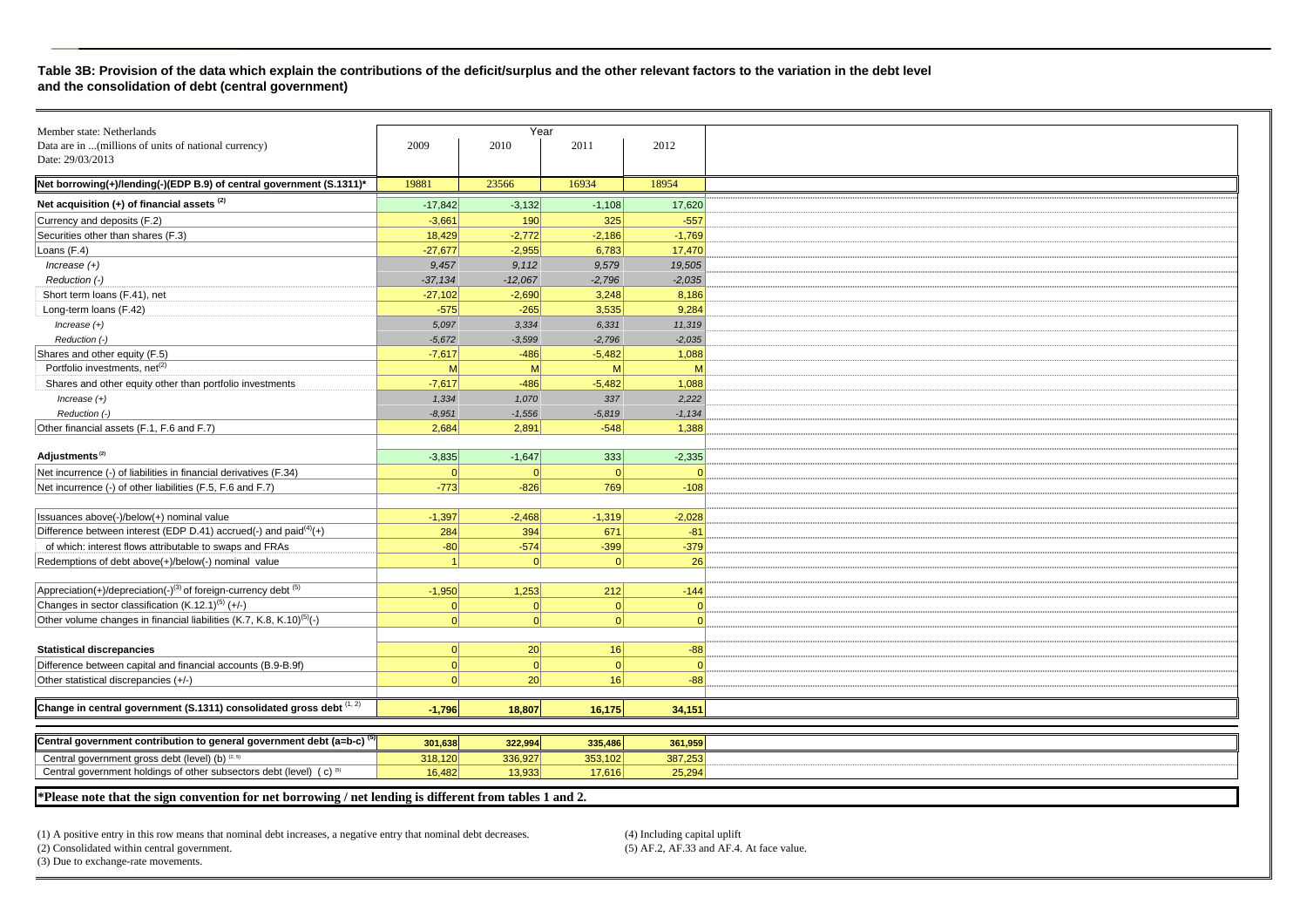**Table 3B: Provision of the data which explain the contributions of the deficit/surplus and the other relevant factors to the variation in the debt level and the consolidation of debt (central government)**

| Member state: Netherlands<br>Data are in ...(millions of units of national currency)<br>Date: 29/03/2013 | Year 2009 | 2010 | 2011 | 2012 |
|---|---|---|---|---|
| **Net borrowing(+)/lending(-)(EDP B.9) of central government (S.1311)*** | 19881 | 23566 | 16934 | 18954 |
| **Net acquisition (+) of financial assets (2)** | -17,842 | -3,132 | -1,108 | 17,620 |
| Currency and deposits (F.2) | -3,661 | 190 | 325 | -557 |
| Securities other than shares (F.3) | 18,429 | -2,772 | -2,186 | -1,769 |
| Loans (F.4) | -27,677 | -2,955 | 6,783 | 17,470 |
| *Increase (+)* | *9,457* | *9,112* | *9,579* | *19,505* |
| *Reduction (-)* | *-37,134* | *-12,067* | *-2,796* | *-2,035* |
| Short term loans (F.41), net | -27,102 | -2,690 | 3,248 | 8,186 |
| Long-term loans (F.42) | -575 | -265 | 3,535 | 9,284 |
| *Increase (+)* | *5,097* | *3,334* | *6,331* | *11,319* |
| *Reduction (-)* | *-5,672* | *-3,599* | *-2,796* | *-2,035* |
| Shares and other equity (F.5) | -7,617 | -486 | -5,482 | 1,088 |
| Portfolio investments, net(2) | M | M | M | M |
| Shares and other equity other than portfolio investments | -7,617 | -486 | -5,482 | 1,088 |
| *Increase (+)* | *1,334* | *1,070* | *337* | *2,222* |
| *Reduction (-)* | *-8,951* | *-1,556* | *-5,819* | *-1,134* |
| Other financial assets (F.1, F.6 and F.7) | 2,684 | 2,891 | -548 | 1,388 |
| | | | | |
| **Adjustments (2)** | -3,835 | -1,647 | 333 | -2,335 |
| Net incurrence (-) of liabilities in financial derivatives (F.34) | 0 | 0 | 0 | 0 |
| Net incurrence (-) of other liabilities (F.5, F.6 and F.7) | -773 | -826 | 769 | -108 |
| | | | | |
| Issuances above(-)/below(+) nominal value | -1,397 | -2,468 | -1,319 | -2,028 |
| Difference between interest (EDP D.41) accrued(-) and paid(4)(+) | 284 | 394 | 671 | -81 |
| of which: interest flows attributable to swaps and FRAs | -80 | -574 | -399 | -379 |
| Redemptions of debt above(+)/below(-) nominal value | 1 | 0 | 0 | 26 |
| | | | | |
| Appreciation(+)/depreciation(-)(3) of foreign-currency debt (5) | -1,950 | 1,253 | 212 | -144 |
| Changes in sector classification (K.12.1)(5) (+/-) | 0 | 0 | 0 | 0 |
| Other volume changes in financial liabilities (K.7, K.8, K.10)(5)(-) | 0 | 0 | 0 | 0 |
| | | | | |
| **Statistical discrepancies** | 0 | 20 | 16 | -88 |
| Difference between capital and financial accounts (B.9-B.9f) | 0 | 0 | 0 | 0 |
| Other statistical discrepancies (+/-) | 0 | 20 | 16 | -88 |
| | | | | |
| **Change in central government (S.1311) consolidated gross debt (1, 2)** | **-1,796** | **18,807** | **16,175** | **34,151** |
| | | | | |
| **Central government contribution to general government debt (a=b-c) (5)** | **301,638** | **322,994** | **335,486** | **361,959** |
| Central government gross debt (level) (b) (2, 5) | 318,120 | 336,927 | 353,102 | 387,253 |
| Central government holdings of other subsectors debt (level) ( c) (5) | 16,482 | 13,933 | 17,616 | 25,294 |

**\*Please note that the sign convention for net borrowing / net lending is different from tables 1 and 2.**

(1) A positive entry in this row means that nominal debt increases, a negative entry that nominal debt decreases.
(2) Consolidated within central government.
(3) Due to exchange-rate movements.
(4) Including capital uplift
(5) AF.2, AF.33 and AF.4. At face value.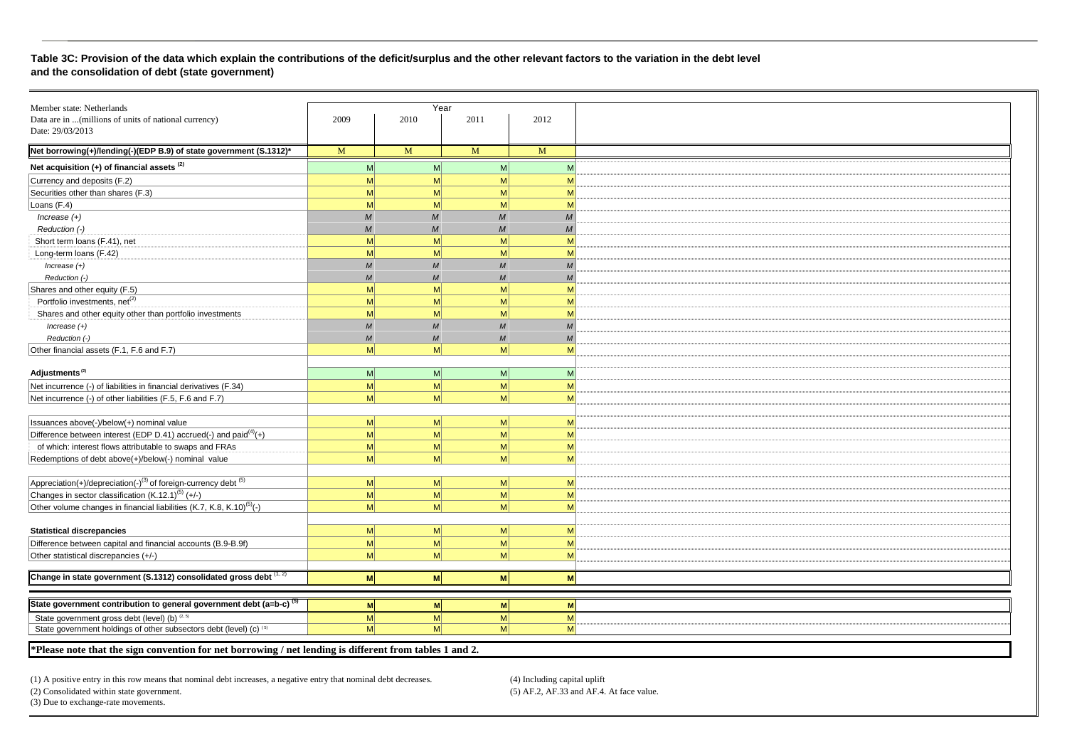**Table 3C: Provision of the data which explain the contributions of the deficit/surplus and the other relevant factors to the variation in the debt level and the consolidation of debt (state government)**

| Member state: Netherlands<br>Data are in ...(millions of units of national currency)<br>Date: 29/03/2013 | Year | | | | |
|---|---|---|---|---|---|
| | 2009 | 2010 | 2011 | 2012 | |
| **Net borrowing(+)/lending(-)(EDP B.9) of state government (S.1312)*** | M | M | M | M | |
| **Net acquisition (+) of financial assets** [(2)] | M | M | M | M | |
| Currency and deposits (F.2) | M | M | M | M | |
| Securities other than shares (F.3) | M | M | M | M | |
| Loans (F.4) | M | M | M | M | |
| *Increase (+)* | *M* | *M* | *M* | *M* | |
| *Reduction (-)* | *M* | *M* | *M* | *M* | |
| Short term loans (F.41), net | M | M | M | M | |
| Long-term loans (F.42) | M | M | M | M | |
| *Increase (+)* | *M* | *M* | *M* | *M* | |
| *Reduction (-)* | *M* | *M* | *M* | *M* | |
| Shares and other equity (F.5) | M | M | M | M | |
| Portfolio investments, net[(2)] | M | M | M | M | |
| Shares and other equity other than portfolio investments | M | M | M | M | |
| *Increase (+)* | *M* | *M* | *M* | *M* | |
| *Reduction (-)* | *M* | *M* | *M* | *M* | |
| Other financial assets (F.1, F.6 and F.7) | M | M | M | M | |
| | | | | | |
| **Adjustments** [(2)] | M | M | M | M | |
| Net incurrence (-) of liabilities in financial derivatives (F.34) | M | M | M | M | |
| Net incurrence (-) of other liabilities (F.5, F.6 and F.7) | M | M | M | M | |
| | | | | | |
| Issuances above(-)/below(+) nominal value | M | M | M | M | |
| Difference between interest (EDP D.41) accrued(-) and paid[(4)](+) | M | M | M | M | |
| of which: interest flows attributable to swaps and FRAs | M | M | M | M | |
| Redemptions of debt above(+)/below(-) nominal value | M | M | M | M | |
| | | | | | |
| Appreciation(+)/depreciation(-)[(3)] of foreign-currency debt [(5)] | M | M | M | M | |
| Changes in sector classification (K.12.1)[(5)] (+/-) | M | M | M | M | |
| Other volume changes in financial liabilities (K.7, K.8, K.10)[(5)](-) | M | M | M | M | |
| | | | | | |
| **Statistical discrepancies** | M | M | M | M | |
| Difference between capital and financial accounts (B.9-B.9f) | M | M | M | M | |
| Other statistical discrepancies (+/-) | M | M | M | M | |
| | | | | | |
| **Change in state government (S.1312) consolidated gross debt** [(1, 2)] | **M** | **M** | **M** | **M** | |
| | | | | | |
| **State government contribution to general government debt (a=b-c)** [(5)] | **M** | **M** | **M** | **M** | |
| State government gross debt (level) (b) [(2, 5)] | M | M | M | M | |
| State government holdings of other subsectors debt (level) (c) [(5)] | M | M | M | M | |

**\*Please note that the sign convention for net borrowing / net lending is different from tables 1 and 2.**

(1) A positive entry in this row means that nominal debt increases, a negative entry that nominal debt decreases.
(2) Consolidated within state government.
(3) Due to exchange-rate movements.
(4) Including capital uplift
(5) AF.2, AF.33 and AF.4. At face value.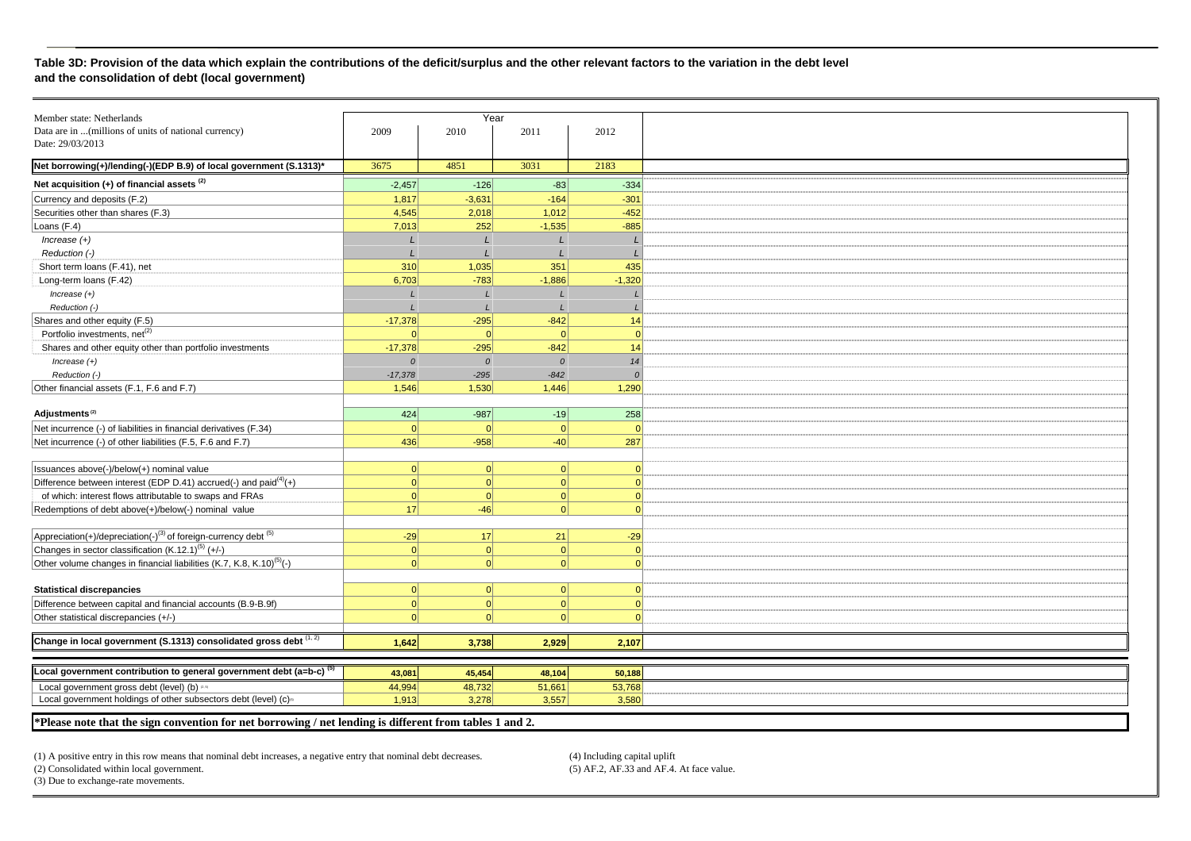**Table 3D: Provision of the data which explain the contributions of the deficit/surplus and the other relevant factors to the variation in the debt level and the consolidation of debt (local government)**

| Member state: Netherlands<br>Data are in ...(millions of units of national currency)<br>Date: 29/03/2013 | Year 2009 | 2010 | 2011 | 2012 |
|---|---|---|---|---|
| **Net borrowing(+)/lending(-)(EDP B.9) of local government (S.1313)*** | 3675 | 4851 | 3031 | 2183 |
| **Net acquisition (+) of financial assets [(2)]** | -2,457 | -126 | -83 | -334 |
| Currency and deposits (F.2) | 1,817 | -3,631 | -164 | -301 |
| Securities other than shares (F.3) | 4,545 | 2,018 | 1,012 | -452 |
| Loans (F.4) | 7,013 | 252 | -1,535 | -885 |
| *Increase (+)* | L | L | L | L |
| *Reduction (-)* | L | L | L | L |
| Short term loans (F.41), net | 310 | 1,035 | 351 | 435 |
| Long-term loans (F.42) | 6,703 | -783 | -1,886 | -1,320 |
| *Increase (+)* | L | L | L | L |
| *Reduction (-)* | L | L | L | L |
| Shares and other equity (F.5) | -17,378 | -295 | -842 | 14 |
| Portfolio investments, net[(2)] | 0 | 0 | 0 | 0 |
| Shares and other equity other than portfolio investments | -17,378 | -295 | -842 | 14 |
| *Increase (+)* | *0* | *0* | *0* | *14* |
| *Reduction (-)* | *-17,378* | *-295* | *-842* | *0* |
| Other financial assets (F.1, F.6 and F.7) | 1,546 | 1,530 | 1,446 | 1,290 |
| | | | | |
| **Adjustments [(2)]** | 424 | -987 | -19 | 258 |
| Net incurrence (-) of liabilities in financial derivatives (F.34) | 0 | 0 | 0 | 0 |
| Net incurrence (-) of other liabilities (F.5, F.6 and F.7) | 436 | -958 | -40 | 287 |
| | | | | |
| Issuances above(-)/below(+) nominal value | 0 | 0 | 0 | 0 |
| Difference between interest (EDP D.41) accrued(-) and paid[(4)](+) | 0 | 0 | 0 | 0 |
| of which: interest flows attributable to swaps and FRAs | 0 | 0 | 0 | 0 |
| Redemptions of debt above(+)/below(-) nominal value | 17 | -46 | 0 | 0 |
| | | | | |
| Appreciation(+)/depreciation(-)[(3)] of foreign-currency debt [(5)] | -29 | 17 | 21 | -29 |
| Changes in sector classification (K.12.1)[(5)] (+/-) | 0 | 0 | 0 | 0 |
| Other volume changes in financial liabilities (K.7, K.8, K.10)[(5)](-) | 0 | 0 | 0 | 0 |
| | | | | |
| **Statistical discrepancies** | 0 | 0 | 0 | 0 |
| Difference between capital and financial accounts (B.9-B.9f) | 0 | 0 | 0 | 0 |
| Other statistical discrepancies (+/-) | 0 | 0 | 0 | 0 |
| | | | | |
| **Change in local government (S.1313) consolidated gross debt [(1, 2)]** | **1,642** | **3,738** | **2,929** | **2,107** |
| | | | | |
| **Local government contribution to general government debt (a=b-c) [(5)]** | **43,081** | **45,454** | **48,104** | **50,188** |
| Local government gross debt (level) (b) [(2,5)] | 44,994 | 48,732 | 51,661 | 53,768 |
| Local government holdings of other subsectors debt (level) (c)[(5)] | 1,913 | 3,278 | 3,557 | 3,580 |

**\*Please note that the sign convention for net borrowing / net lending is different from tables 1 and 2.**

(1) A positive entry in this row means that nominal debt increases, a negative entry that nominal debt decreases.
(2) Consolidated within local government.
(3) Due to exchange-rate movements.
(4) Including capital uplift
(5) AF.2, AF.33 and AF.4. At face value.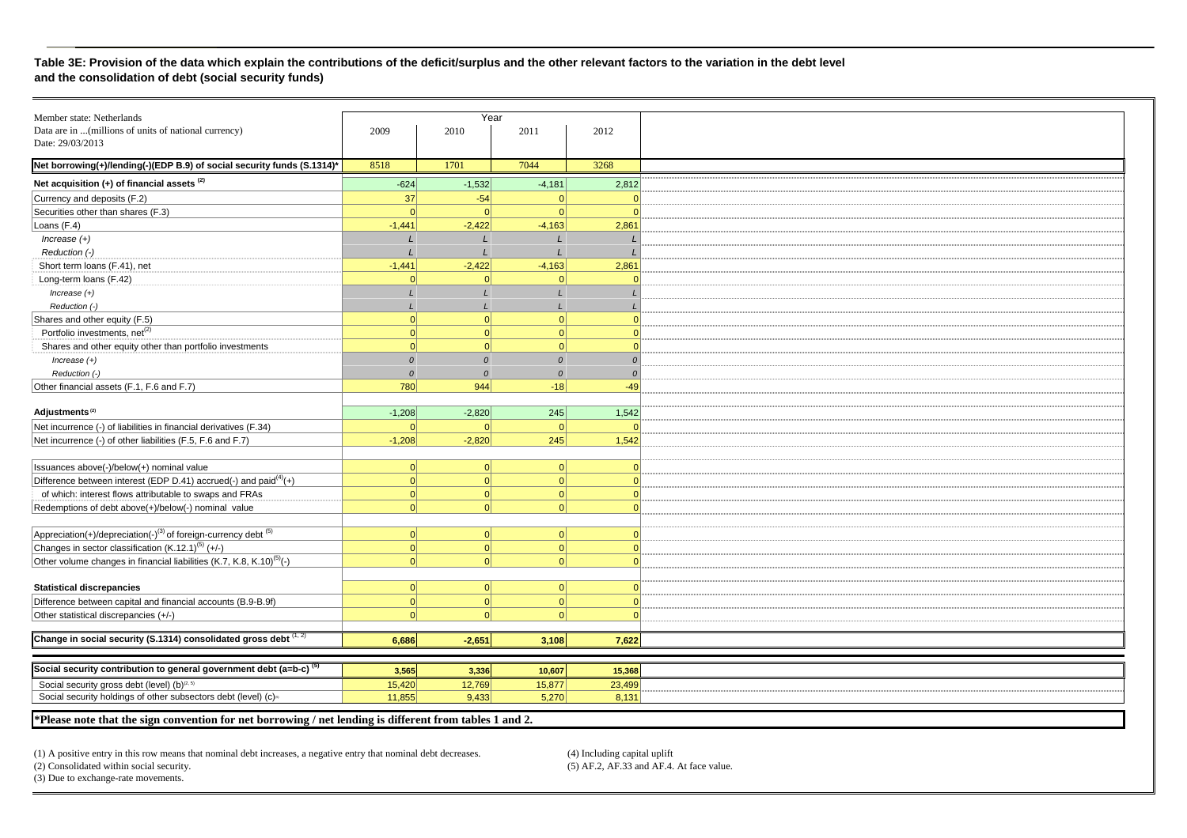**Table 3E: Provision of the data which explain the contributions of the deficit/surplus and the other relevant factors to the variation in the debt level and the consolidation of debt (social security funds)**

| Member state: Netherlands<br>Data are in ...(millions of units of national currency)<br>Date: 29/03/2013 | Year 2009 | 2010 | 2011 | 2012 |
|---|---|---|---|---|
| **Net borrowing(+)/lending(-)(EDP B.9) of social security funds (S.1314)*** | 8518 | 1701 | 7044 | 3268 |
| **Net acquisition (+) of financial assets [(2)]** | -624 | -1,532 | -4,181 | 2,812 |
| Currency and deposits (F.2) | 37 | -54 | 0 | 0 |
| Securities other than shares (F.3) | 0 | 0 | 0 | 0 |
| Loans (F.4) | -1,441 | -2,422 | -4,163 | 2,861 |
| *Increase (+)* | *L* | *L* | *L* | *L* |
| *Reduction (-)* | *L* | *L* | *L* | *L* |
| Short term loans (F.41), net | -1,441 | -2,422 | -4,163 | 2,861 |
| Long-term loans (F.42) | 0 | 0 | 0 | 0 |
| *Increase (+)* | *L* | *L* | *L* | *L* |
| *Reduction (-)* | *L* | *L* | *L* | *L* |
| Shares and other equity (F.5) | 0 | 0 | 0 | 0 |
| Portfolio investments, net[(2)] | 0 | 0 | 0 | 0 |
| Shares and other equity other than portfolio investments | 0 | 0 | 0 | 0 |
| *Increase (+)* | *0* | *0* | *0* | *0* |
| *Reduction (-)* | *0* | *0* | *0* | *0* |
| Other financial assets (F.1, F.6 and F.7) | 780 | 944 | -18 | -49 |
| | | | | |
| **Adjustments [(2)]** | -1,208 | -2,820 | 245 | 1,542 |
| Net incurrence (-) of liabilities in financial derivatives (F.34) | 0 | 0 | 0 | 0 |
| Net incurrence (-) of other liabilities (F.5, F.6 and F.7) | -1,208 | -2,820 | 245 | 1,542 |
| | | | | |
| Issuances above(-)/below(+) nominal value | 0 | 0 | 0 | 0 |
| Difference between interest (EDP D.41) accrued(-) and paid[(4)](+) | 0 | 0 | 0 | 0 |
| of which: interest flows attributable to swaps and FRAs | 0 | 0 | 0 | 0 |
| Redemptions of debt above(+)/below(-) nominal value | 0 | 0 | 0 | 0 |
| | | | | |
| Appreciation(+)/depreciation(-)[(3)] of foreign-currency debt [(5)] | 0 | 0 | 0 | 0 |
| Changes in sector classification (K.12.1)[(5)] (+/-) | 0 | 0 | 0 | 0 |
| Other volume changes in financial liabilities (K.7, K.8, K.10)[(5)](-) | 0 | 0 | 0 | 0 |
| | | | | |
| **Statistical discrepancies** | 0 | 0 | 0 | 0 |
| Difference between capital and financial accounts (B.9-B.9f) | 0 | 0 | 0 | 0 |
| Other statistical discrepancies (+/-) | 0 | 0 | 0 | 0 |
| | | | | |
| **Change in social security (S.1314) consolidated gross debt [(1, 2)]** | **6,686** | **-2,651** | **3,108** | **7,622** |
| | | | | |
| **Social security contribution to general government debt (a=b-c) [(5)]** | **3,565** | **3,336** | **10,607** | **15,368** |
| Social security gross debt (level) (b)[(2, 5)] | 15,420 | 12,769 | 15,877 | 23,499 |
| Social security holdings of other subsectors debt (level) (c)[(5)] | 11,855 | 9,433 | 5,270 | 8,131 |

**\*Please note that the sign convention for net borrowing / net lending is different from tables 1 and 2.**

(1) A positive entry in this row means that nominal debt increases, a negative entry that nominal debt decreases.
(2) Consolidated within social security.
(3) Due to exchange-rate movements.
(4) Including capital uplift
(5) AF.2, AF.33 and AF.4. At face value.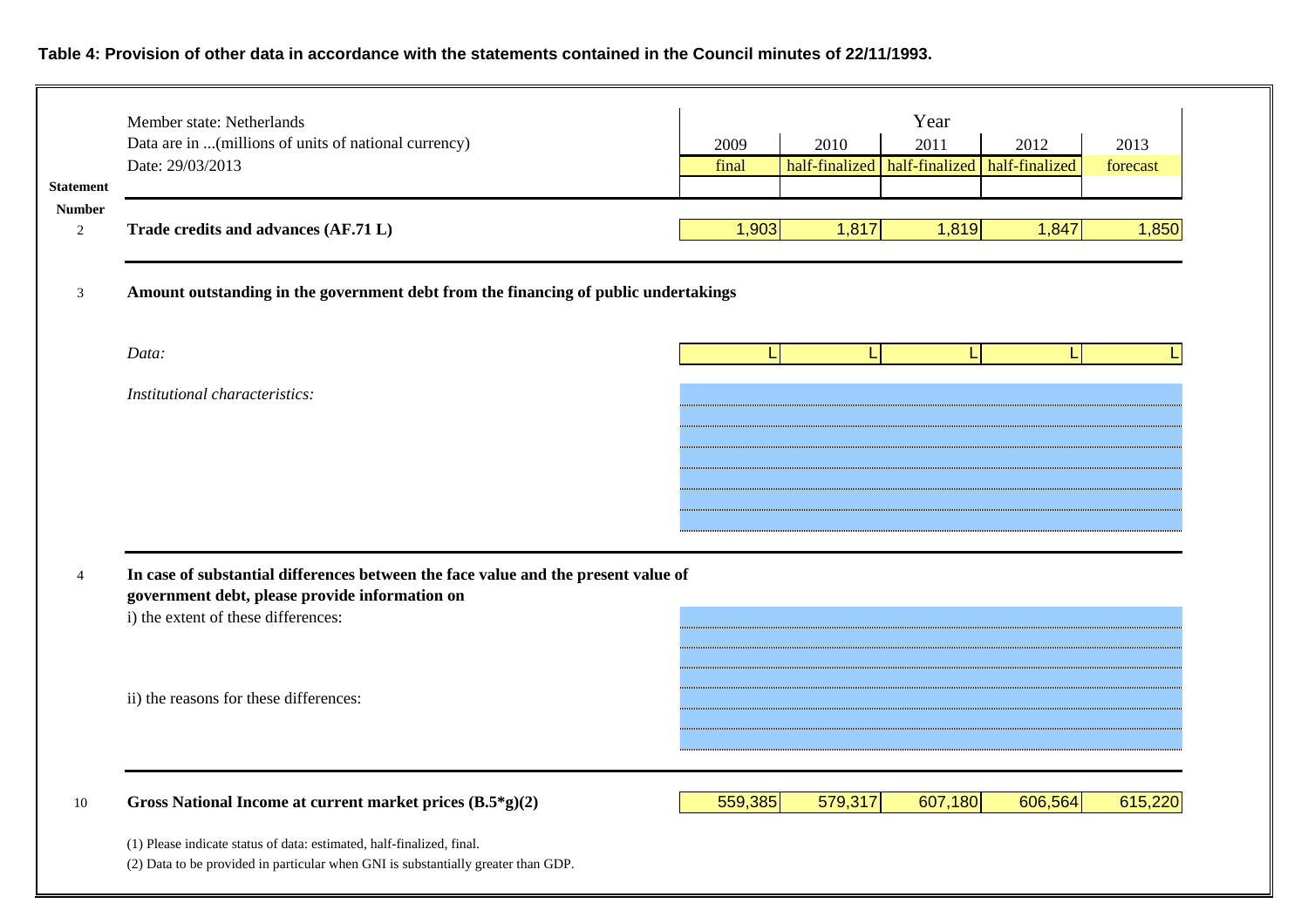**Table 4: Provision of other data in accordance with the statements contained in the Council minutes of 22/11/1993.**

| Statement Number | Member state: Netherlands<br>Data are in ...(millions of units of national currency)<br>Date: 29/03/2013 | 2009 | 2010 | 2011 | 2012 | 2013 |
|---|---|---|---|---|---|---|
| | | final | half-finalized | half-finalized | half-finalized | forecast |
| 2 | **Trade credits and advances (AF.71 L)** | 1,903 | 1,817 | 1,819 | 1,847 | 1,850 |
| 3 | **Amount outstanding in the government debt from the financing of public undertakings** | | | | | |
| | *Data:* | L | L | L | L | L |
| | *Institutional characteristics:* | | | | | |
| 4 | **In case of substantial differences between the face value and the present value of government debt, please provide information on** | | | | | |
| | i) the extent of these differences: | | | | | |
| | ii) the reasons for these differences: | | | | | |
| 10 | **Gross National Income at current market prices (B.5*g)(2)** | 559,385 | 579,317 | 607,180 | 606,564 | 615,220 |

(1) Please indicate status of data: estimated, half-finalized, final.

(2) Data to be provided in particular when GNI is substantially greater than GDP.